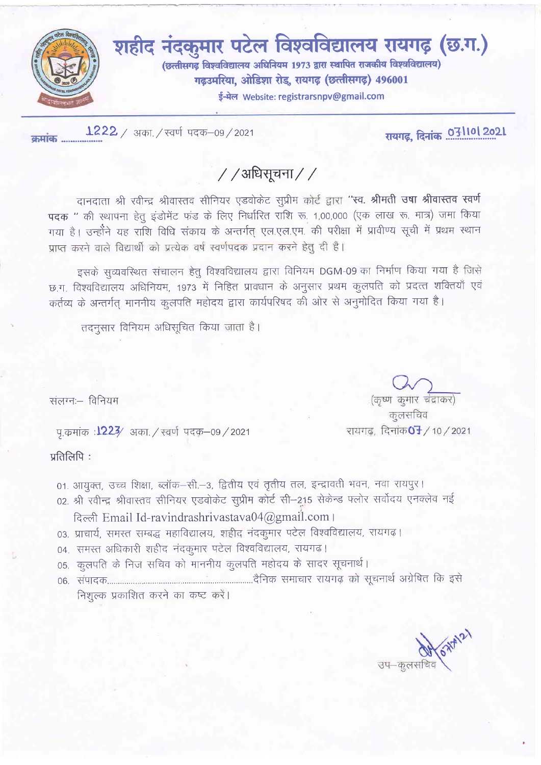# शहीद नंदकुमार पटेल विश्वविद्यालय रायगढ़ (छ.ग.)

**(छत्तीसगढ़ विश्वविद्यालय अधिनियम 1973 द्वारा स्थापित राजकीय विश्वविद्यालय)**

**गढ़उमरिया, ओडिशा रोड, रायगढ़ (छत्तीसगढ़) 496001**

**ई-मेल Website: registrarsnpv@gmail.com**

क्रमांक 1222 / अका. / स्वर्ण पदक–09 / 2021 रायगढ़, दिनांक 07/10/2021

## / /अधिसूचना/ /

दानदाता श्री रवीन्द्र श्रीवास्तव सीनियर एडवोकेट सुप्रीम कोर्ट द्वारा **"स्व. श्रीमती उषा श्रीवास्तव स्वर्ण पदक "** की स्थापना हेतु इंडोमेंट फंड के लिए निर्धारित राशि रू. 1,00,000 (एक लाख रू. मात्र) जमा किया गया है। उन्होंने यह राशि विधि संकाय के अन्तर्गत् एल.एल.एम. की परीक्षा में प्रावीण्य सूची में प्रथम स्थान प्राप्त करने वाले विद्यार्थी को प्रत्येक वर्ष स्वर्णपदक प्रदान करने हेतु दी है।

इसके सुव्यवस्थित संचालन हेतु विश्वविद्यालय द्वारा विनियम DGM-09 का निर्माण किया गया है जिसे छ.ग. विश्वविद्यालय अधिनियम, 1973 में निहित प्रावधान के अनुसार प्रथम कुलपति को प्रदत्त शक्तियाँ एवं कर्तव्य के अन्तर्गत् माननीय कुलपति महोदय द्वारा कार्यपरिषद की ओर से अनुमोदित किया गया है।

तदनुसार विनियम अधिसूचित किया जाता है।

संलग्नः– विनियम

(कृष्ण कुमार चंद्राकर)
कुलसचिव

पृ.क्रमांक :1223/ अका. / स्वर्ण पदक–09 / 2021 रायगढ़, दिनांक 07 / 10 / 2021

प्रतिलिपि :

01. आयुक्त, उच्च शिक्षा, ब्लॉक–सी.–3, द्वितीय एवं तृतीय तल, इन्द्रावती भवन, नवा रायपुर।
02. श्री रवीन्द्र श्रीवास्तव सीनियर एडवोकेट सुप्रीम कोर्ट सी–215 सेकेन्ड फ्लोर सर्वोदय एनक्लेव नई दिल्ली Email Id-ravindrashrivastava04@gmail.com।
03. प्राचार्य, समस्त सम्बद्ध महाविद्यालय, शहीद नंदकुमार पटेल विश्वविद्यालय, रायगढ।
04. समस्त अधिकारी शहीद नंदकुमार पटेल विश्वविद्यालय, रायगढ।
05. कुलपति के निज सचिव को माननीय कुलपति महोदय के सादर सूचनार्थ।
06. संपादक.........................................................दैनिक समाचार रायगढ़ को सूचनार्थ अग्रेषित कि इसे निशुल्क प्रकाशित करने का कष्ट करें।

उप–कुलसचिव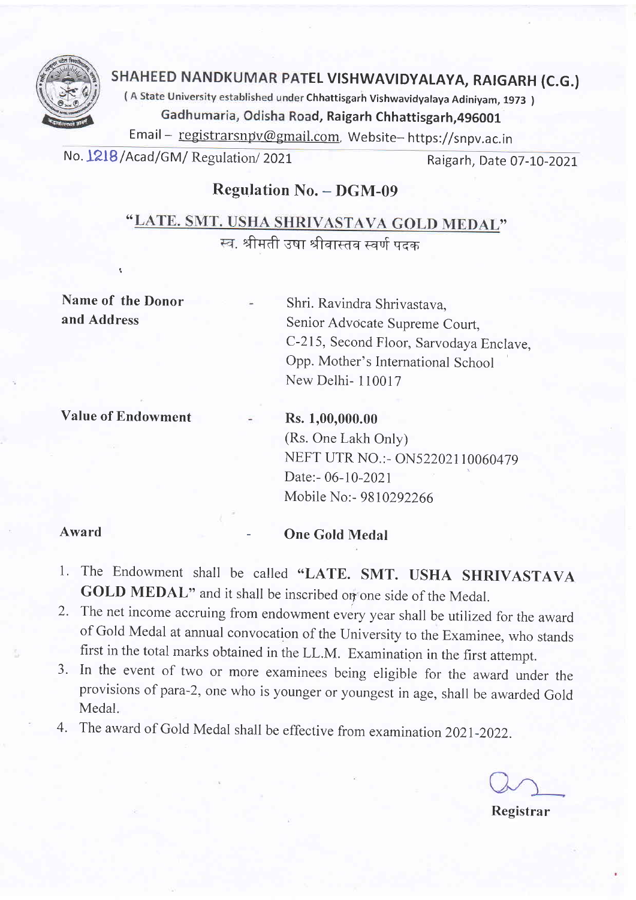# SHAHEED NANDKUMAR PATEL VISHWAVIDYALAYA, RAIGARH (C.G.)

( A State University established under Chhattisgarh Vishwavidyalaya Adiniyam, 1973 )

Gadhumaria, Odisha Road, Raigarh Chhattisgarh,496001

Email – registrarsnpv@gmail.com, Website– https://snpv.ac.in

No. 1218/Acad/GM/ Regulation/ 2021 — Raigarh, Date 07-10-2021

## Regulation No. – DGM-09

## "LATE. SMT. USHA SHRIVASTAVA GOLD MEDAL"

स्व. श्रीमती उषा श्रीवास्तव स्वर्ण पदक

| | | |
|---|---|---|
| **Name of the Donor and Address** | - | Shri. Ravindra Shrivastava, Senior Advocate Supreme Court, C-215, Second Floor, Sarvodaya Enclave, Opp. Mother's International School New Delhi- 110017 |
| **Value of Endowment** | - | **Rs. 1,00,000.00** (Rs. One Lakh Only) NEFT UTR NO.:- ON52202110060479 Date:- 06-10-2021 Mobile No:- 9810292266 |
| **Award** | - | **One Gold Medal** |

1. The Endowment shall be called **"LATE. SMT. USHA SHRIVASTAVA GOLD MEDAL"** and it shall be inscribed on one side of the Medal.
2. The net income accruing from endowment every year shall be utilized for the award of Gold Medal at annual convocation of the University to the Examinee, who stands first in the total marks obtained in the LL.M. Examination in the first attempt.
3. In the event of two or more examinees being eligible for the award under the provisions of para-2, one who is younger or youngest in age, shall be awarded Gold Medal.
4. The award of Gold Medal shall be effective from examination 2021-2022.

**Registrar**